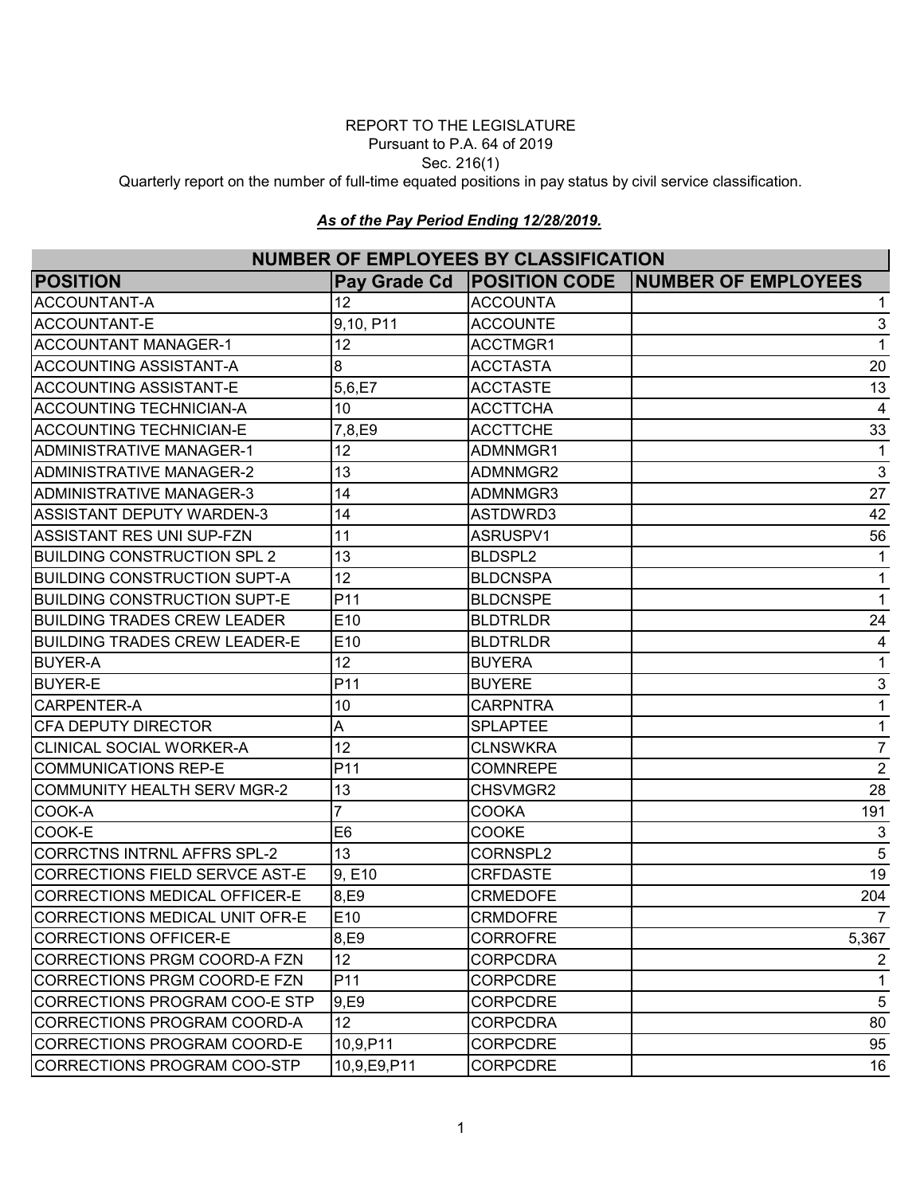REPORT TO THE LEGISLATURE
Pursuant to P.A. 64 of 2019
Sec. 216(1)
Quarterly report on the number of full-time equated positions in pay status by civil service classification.

***As of the Pay Period Ending 12/28/2019.***

| NUMBER OF EMPLOYEES BY CLASSIFICATION | | | |
|---|---|---|---|
| **POSITION** | **Pay Grade Cd** | **POSITION CODE** | **NUMBER OF EMPLOYEES** |
| ACCOUNTANT-A | 12 | ACCOUNTA | 1 |
| ACCOUNTANT-E | 9,10, P11 | ACCOUNTE | 3 |
| ACCOUNTANT MANAGER-1 | 12 | ACCTMGR1 | 1 |
| ACCOUNTING ASSISTANT-A | 8 | ACCTASTA | 20 |
| ACCOUNTING ASSISTANT-E | 5,6,E7 | ACCTASTE | 13 |
| ACCOUNTING TECHNICIAN-A | 10 | ACCTTCHA | 4 |
| ACCOUNTING TECHNICIAN-E | 7,8,E9 | ACCTTCHE | 33 |
| ADMINISTRATIVE MANAGER-1 | 12 | ADMNMGR1 | 1 |
| ADMINISTRATIVE MANAGER-2 | 13 | ADMNMGR2 | 3 |
| ADMINISTRATIVE MANAGER-3 | 14 | ADMNMGR3 | 27 |
| ASSISTANT DEPUTY WARDEN-3 | 14 | ASTDWRD3 | 42 |
| ASSISTANT RES UNI SUP-FZN | 11 | ASRUSPV1 | 56 |
| BUILDING CONSTRUCTION SPL 2 | 13 | BLDSPL2 | 1 |
| BUILDING CONSTRUCTION SUPT-A | 12 | BLDCNSPA | 1 |
| BUILDING CONSTRUCTION SUPT-E | P11 | BLDCNSPE | 1 |
| BUILDING TRADES CREW LEADER | E10 | BLDTRLDR | 24 |
| BUILDING TRADES CREW LEADER-E | E10 | BLDTRLDR | 4 |
| BUYER-A | 12 | BUYERA | 1 |
| BUYER-E | P11 | BUYERE | 3 |
| CARPENTER-A | 10 | CARPNTRA | 1 |
| CFA DEPUTY DIRECTOR | A | SPLAPTEE | 1 |
| CLINICAL SOCIAL WORKER-A | 12 | CLNSWKRA | 7 |
| COMMUNICATIONS REP-E | P11 | COMNREPE | 2 |
| COMMUNITY HEALTH SERV MGR-2 | 13 | CHSVMGR2 | 28 |
| COOK-A | 7 | COOKA | 191 |
| COOK-E | E6 | COOKE | 3 |
| CORRCTNS INTRNL AFFRS SPL-2 | 13 | CORNSPL2 | 5 |
| CORRECTIONS FIELD SERVCE AST-E | 9, E10 | CRFDASTE | 19 |
| CORRECTIONS MEDICAL OFFICER-E | 8,E9 | CRMEDOFE | 204 |
| CORRECTIONS MEDICAL UNIT OFR-E | E10 | CRMDOFRE | 7 |
| CORRECTIONS OFFICER-E | 8,E9 | CORROFRE | 5,367 |
| CORRECTIONS PRGM COORD-A FZN | 12 | CORPCDRA | 2 |
| CORRECTIONS PRGM COORD-E FZN | P11 | CORPCDRE | 1 |
| CORRECTIONS PROGRAM COO-E STP | 9,E9 | CORPCDRE | 5 |
| CORRECTIONS PROGRAM COORD-A | 12 | CORPCDRA | 80 |
| CORRECTIONS PROGRAM COORD-E | 10,9,P11 | CORPCDRE | 95 |
| CORRECTIONS PROGRAM COO-STP | 10,9,E9,P11 | CORPCDRE | 16 |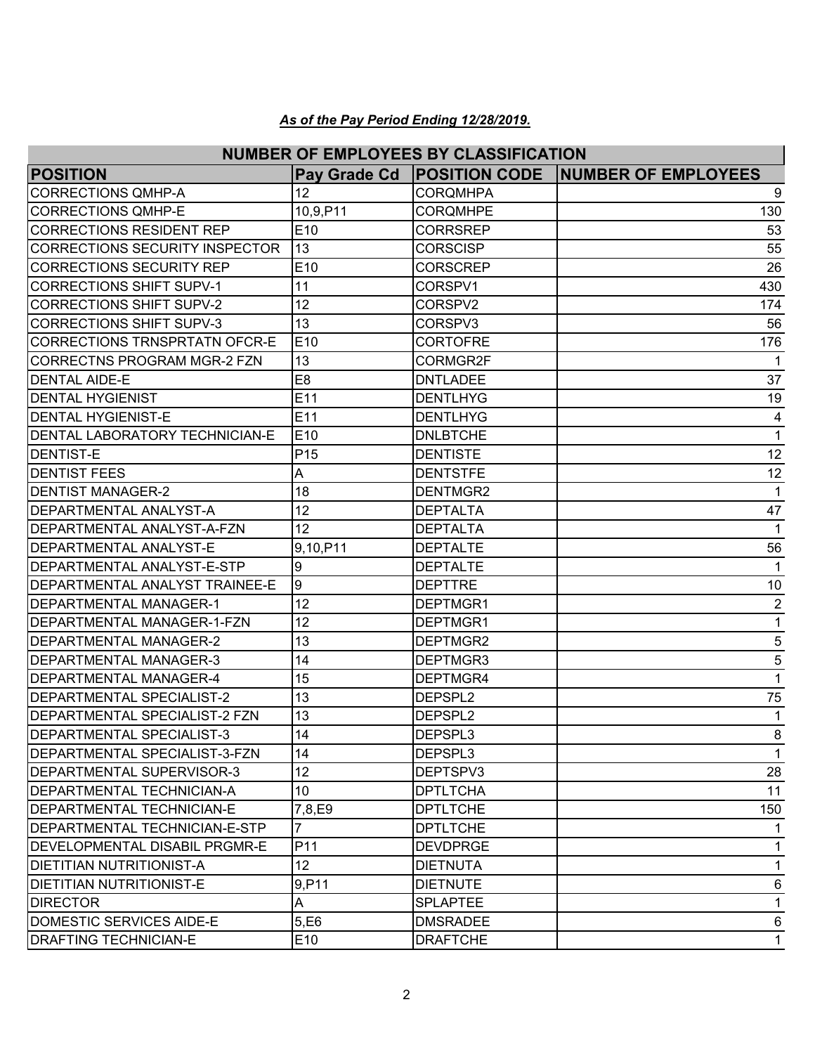***As of the Pay Period Ending 12/28/2019.***

| NUMBER OF EMPLOYEES BY CLASSIFICATION | | | |
|---|---|---|---|
| **POSITION** | **Pay Grade Cd** | **POSITION CODE** | **NUMBER OF EMPLOYEES** |
| CORRECTIONS QMHP-A | 12 | CORQMHPA | 9 |
| CORRECTIONS QMHP-E | 10,9,P11 | CORQMHPE | 130 |
| CORRECTIONS RESIDENT REP | E10 | CORRSREP | 53 |
| CORRECTIONS SECURITY INSPECTOR | 13 | CORSCISP | 55 |
| CORRECTIONS SECURITY REP | E10 | CORSCREP | 26 |
| CORRECTIONS SHIFT SUPV-1 | 11 | CORSPV1 | 430 |
| CORRECTIONS SHIFT SUPV-2 | 12 | CORSPV2 | 174 |
| CORRECTIONS SHIFT SUPV-3 | 13 | CORSPV3 | 56 |
| CORRECTIONS TRNSPRTATN OFCR-E | E10 | CORTOFRE | 176 |
| CORRECTNS PROGRAM MGR-2 FZN | 13 | CORMGR2F | 1 |
| DENTAL AIDE-E | E8 | DNTLADEE | 37 |
| DENTAL HYGIENIST | E11 | DENTLHYG | 19 |
| DENTAL HYGIENIST-E | E11 | DENTLHYG | 4 |
| DENTAL LABORATORY TECHNICIAN-E | E10 | DNLBTCHE | 1 |
| DENTIST-E | P15 | DENTISTE | 12 |
| DENTIST FEES | A | DENTSTFE | 12 |
| DENTIST MANAGER-2 | 18 | DENTMGR2 | 1 |
| DEPARTMENTAL ANALYST-A | 12 | DEPTALTA | 47 |
| DEPARTMENTAL ANALYST-A-FZN | 12 | DEPTALTA | 1 |
| DEPARTMENTAL ANALYST-E | 9,10,P11 | DEPTALTE | 56 |
| DEPARTMENTAL ANALYST-E-STP | 9 | DEPTALTE | 1 |
| DEPARTMENTAL ANALYST TRAINEE-E | 9 | DEPTTRE | 10 |
| DEPARTMENTAL MANAGER-1 | 12 | DEPTMGR1 | 2 |
| DEPARTMENTAL MANAGER-1-FZN | 12 | DEPTMGR1 | 1 |
| DEPARTMENTAL MANAGER-2 | 13 | DEPTMGR2 | 5 |
| DEPARTMENTAL MANAGER-3 | 14 | DEPTMGR3 | 5 |
| DEPARTMENTAL MANAGER-4 | 15 | DEPTMGR4 | 1 |
| DEPARTMENTAL SPECIALIST-2 | 13 | DEPSPL2 | 75 |
| DEPARTMENTAL SPECIALIST-2 FZN | 13 | DEPSPL2 | 1 |
| DEPARTMENTAL SPECIALIST-3 | 14 | DEPSPL3 | 8 |
| DEPARTMENTAL SPECIALIST-3-FZN | 14 | DEPSPL3 | 1 |
| DEPARTMENTAL SUPERVISOR-3 | 12 | DEPTSPV3 | 28 |
| DEPARTMENTAL TECHNICIAN-A | 10 | DPTLTCHA | 11 |
| DEPARTMENTAL TECHNICIAN-E | 7,8,E9 | DPTLTCHE | 150 |
| DEPARTMENTAL TECHNICIAN-E-STP | 7 | DPTLTCHE | 1 |
| DEVELOPMENTAL DISABIL PRGMR-E | P11 | DEVDPRGE | 1 |
| DIETITIAN NUTRITIONIST-A | 12 | DIETNUTA | 1 |
| DIETITIAN NUTRITIONIST-E | 9,P11 | DIETNUTE | 6 |
| DIRECTOR | A | SPLAPTEE | 1 |
| DOMESTIC SERVICES AIDE-E | 5,E6 | DMSRADEE | 6 |
| DRAFTING TECHNICIAN-E | E10 | DRAFTCHE | 1 |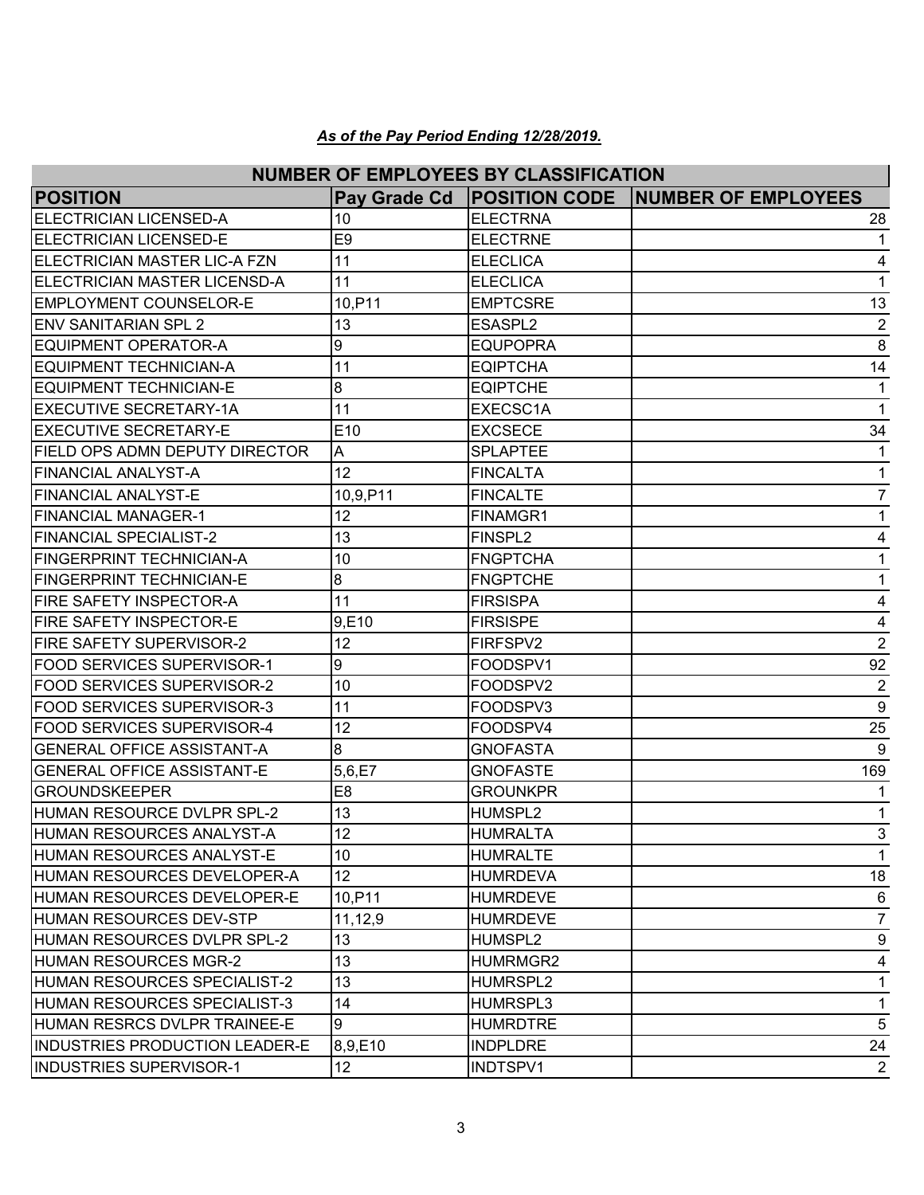***As of the Pay Period Ending 12/28/2019.***

| NUMBER OF EMPLOYEES BY CLASSIFICATION | | | |
|---|---|---|---|
| **POSITION** | **Pay Grade Cd** | **POSITION CODE** | **NUMBER OF EMPLOYEES** |
| ELECTRICIAN LICENSED-A | 10 | ELECTRNA | 28 |
| ELECTRICIAN LICENSED-E | E9 | ELECTRNE | 1 |
| ELECTRICIAN MASTER LIC-A FZN | 11 | ELECLICA | 4 |
| ELECTRICIAN MASTER LICENSD-A | 11 | ELECLICA | 1 |
| EMPLOYMENT COUNSELOR-E | 10,P11 | EMPTCSRE | 13 |
| ENV SANITARIAN SPL 2 | 13 | ESASPL2 | 2 |
| EQUIPMENT OPERATOR-A | 9 | EQUPOPRA | 8 |
| EQUIPMENT TECHNICIAN-A | 11 | EQIPTCHA | 14 |
| EQUIPMENT TECHNICIAN-E | 8 | EQIPTCHE | 1 |
| EXECUTIVE SECRETARY-1A | 11 | EXECSC1A | 1 |
| EXECUTIVE SECRETARY-E | E10 | EXCSECE | 34 |
| FIELD OPS ADMN DEPUTY DIRECTOR | A | SPLAPTEE | 1 |
| FINANCIAL ANALYST-A | 12 | FINCALTA | 1 |
| FINANCIAL ANALYST-E | 10,9,P11 | FINCALTE | 7 |
| FINANCIAL MANAGER-1 | 12 | FINAMGR1 | 1 |
| FINANCIAL SPECIALIST-2 | 13 | FINSPL2 | 4 |
| FINGERPRINT TECHNICIAN-A | 10 | FNGPTCHA | 1 |
| FINGERPRINT TECHNICIAN-E | 8 | FNGPTCHE | 1 |
| FIRE SAFETY INSPECTOR-A | 11 | FIRSISPA | 4 |
| FIRE SAFETY INSPECTOR-E | 9,E10 | FIRSISPE | 4 |
| FIRE SAFETY SUPERVISOR-2 | 12 | FIRFSPV2 | 2 |
| FOOD SERVICES SUPERVISOR-1 | 9 | FOODSPV1 | 92 |
| FOOD SERVICES SUPERVISOR-2 | 10 | FOODSPV2 | 2 |
| FOOD SERVICES SUPERVISOR-3 | 11 | FOODSPV3 | 9 |
| FOOD SERVICES SUPERVISOR-4 | 12 | FOODSPV4 | 25 |
| GENERAL OFFICE ASSISTANT-A | 8 | GNOFASTA | 9 |
| GENERAL OFFICE ASSISTANT-E | 5,6,E7 | GNOFASTE | 169 |
| GROUNDSKEEPER | E8 | GROUNKPR | 1 |
| HUMAN RESOURCE DVLPR SPL-2 | 13 | HUMSPL2 | 1 |
| HUMAN RESOURCES ANALYST-A | 12 | HUMRALTA | 3 |
| HUMAN RESOURCES ANALYST-E | 10 | HUMRALTE | 1 |
| HUMAN RESOURCES DEVELOPER-A | 12 | HUMRDEVA | 18 |
| HUMAN RESOURCES DEVELOPER-E | 10,P11 | HUMRDEVE | 6 |
| HUMAN RESOURCES DEV-STP | 11,12,9 | HUMRDEVE | 7 |
| HUMAN RESOURCES DVLPR SPL-2 | 13 | HUMSPL2 | 9 |
| HUMAN RESOURCES MGR-2 | 13 | HUMRMGR2 | 4 |
| HUMAN RESOURCES SPECIALIST-2 | 13 | HUMRSPL2 | 1 |
| HUMAN RESOURCES SPECIALIST-3 | 14 | HUMRSPL3 | 1 |
| HUMAN RESRCS DVLPR TRAINEE-E | 9 | HUMRDTRE | 5 |
| INDUSTRIES PRODUCTION LEADER-E | 8,9,E10 | INDPLDRE | 24 |
| INDUSTRIES SUPERVISOR-1 | 12 | INDTSPV1 | 2 |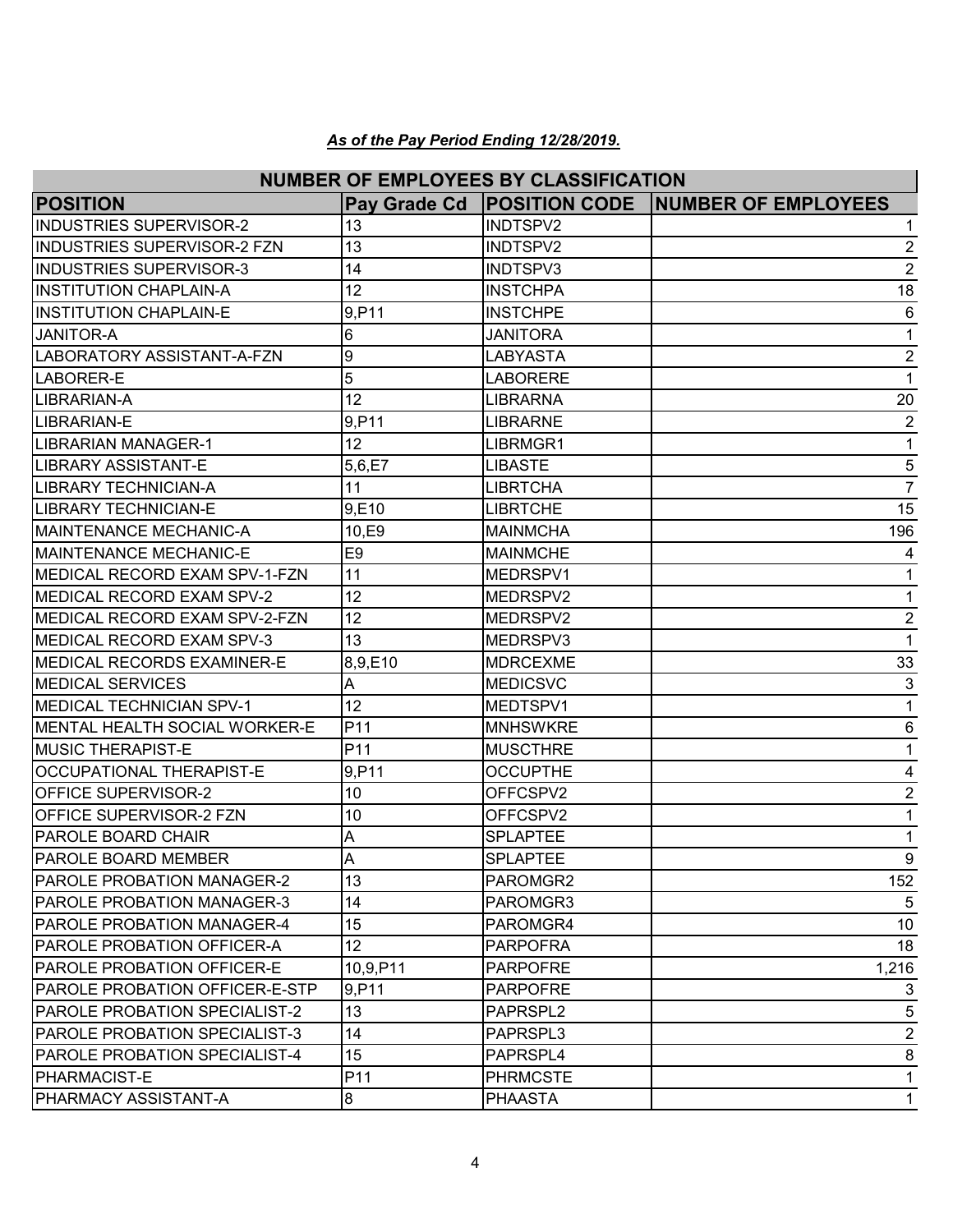***As of the Pay Period Ending 12/28/2019.***

| NUMBER OF EMPLOYEES BY CLASSIFICATION | | | |
|---|---|---|---|
| **POSITION** | **Pay Grade Cd** | **POSITION CODE** | **NUMBER OF EMPLOYEES** |
| INDUSTRIES SUPERVISOR-2 | 13 | INDTSPV2 | 1 |
| INDUSTRIES SUPERVISOR-2 FZN | 13 | INDTSPV2 | 2 |
| INDUSTRIES SUPERVISOR-3 | 14 | INDTSPV3 | 2 |
| INSTITUTION CHAPLAIN-A | 12 | INSTCHPA | 18 |
| INSTITUTION CHAPLAIN-E | 9,P11 | INSTCHPE | 6 |
| JANITOR-A | 6 | JANITORA | 1 |
| LABORATORY ASSISTANT-A-FZN | 9 | LABYASTA | 2 |
| LABORER-E | 5 | LABORERE | 1 |
| LIBRARIAN-A | 12 | LIBRARNA | 20 |
| LIBRARIAN-E | 9,P11 | LIBRARNE | 2 |
| LIBRARIAN MANAGER-1 | 12 | LIBRMGR1 | 1 |
| LIBRARY ASSISTANT-E | 5,6,E7 | LIBASTE | 5 |
| LIBRARY TECHNICIAN-A | 11 | LIBRTCHA | 7 |
| LIBRARY TECHNICIAN-E | 9,E10 | LIBRTCHE | 15 |
| MAINTENANCE MECHANIC-A | 10,E9 | MAINMCHA | 196 |
| MAINTENANCE MECHANIC-E | E9 | MAINMCHE | 4 |
| MEDICAL RECORD EXAM SPV-1-FZN | 11 | MEDRSPV1 | 1 |
| MEDICAL RECORD EXAM SPV-2 | 12 | MEDRSPV2 | 1 |
| MEDICAL RECORD EXAM SPV-2-FZN | 12 | MEDRSPV2 | 2 |
| MEDICAL RECORD EXAM SPV-3 | 13 | MEDRSPV3 | 1 |
| MEDICAL RECORDS EXAMINER-E | 8,9,E10 | MDRCEXME | 33 |
| MEDICAL SERVICES | A | MEDICSVC | 3 |
| MEDICAL TECHNICIAN SPV-1 | 12 | MEDTSPV1 | 1 |
| MENTAL HEALTH SOCIAL WORKER-E | P11 | MNHSWKRE | 6 |
| MUSIC THERAPIST-E | P11 | MUSCTHRE | 1 |
| OCCUPATIONAL THERAPIST-E | 9,P11 | OCCUPTHE | 4 |
| OFFICE SUPERVISOR-2 | 10 | OFFCSPV2 | 2 |
| OFFICE SUPERVISOR-2 FZN | 10 | OFFCSPV2 | 1 |
| PAROLE BOARD CHAIR | A | SPLAPTEE | 1 |
| PAROLE BOARD MEMBER | A | SPLAPTEE | 9 |
| PAROLE PROBATION MANAGER-2 | 13 | PAROMGR2 | 152 |
| PAROLE PROBATION MANAGER-3 | 14 | PAROMGR3 | 5 |
| PAROLE PROBATION MANAGER-4 | 15 | PAROMGR4 | 10 |
| PAROLE PROBATION OFFICER-A | 12 | PARPOFRA | 18 |
| PAROLE PROBATION OFFICER-E | 10,9,P11 | PARPOFRE | 1,216 |
| PAROLE PROBATION OFFICER-E-STP | 9,P11 | PARPOFRE | 3 |
| PAROLE PROBATION SPECIALIST-2 | 13 | PAPRSPL2 | 5 |
| PAROLE PROBATION SPECIALIST-3 | 14 | PAPRSPL3 | 2 |
| PAROLE PROBATION SPECIALIST-4 | 15 | PAPRSPL4 | 8 |
| PHARMACIST-E | P11 | PHRMCSTE | 1 |
| PHARMACY ASSISTANT-A | 8 | PHAASTA | 1 |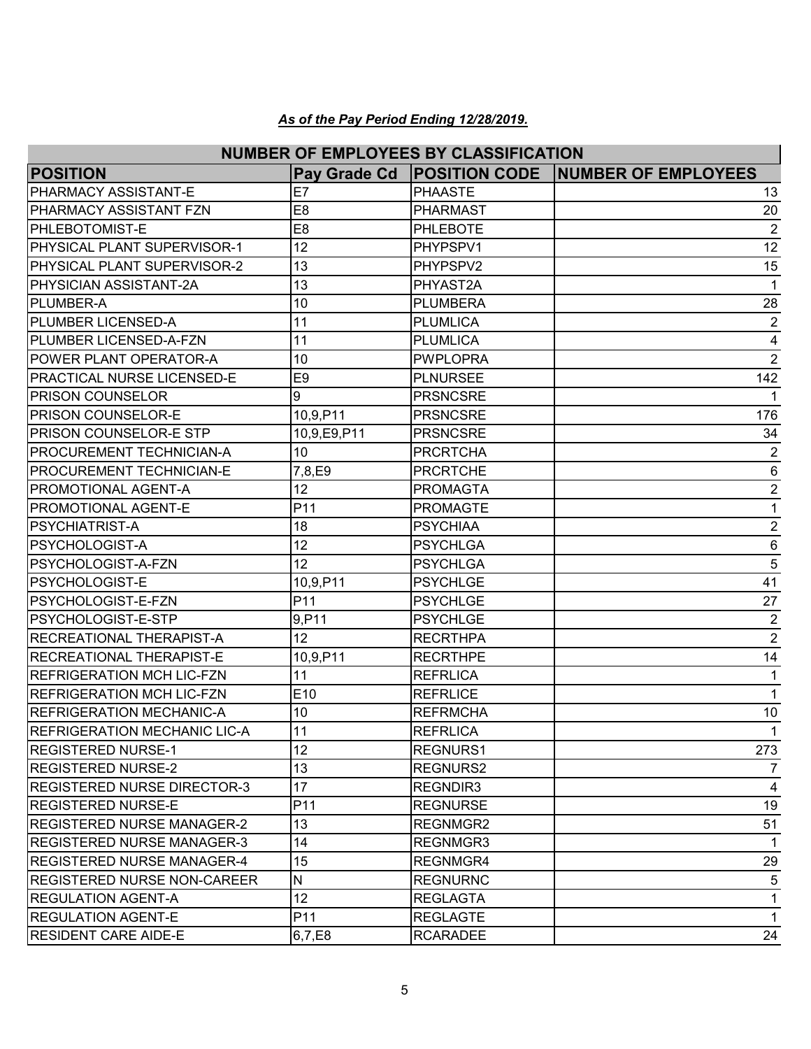***As of the Pay Period Ending 12/28/2019.***

| NUMBER OF EMPLOYEES BY CLASSIFICATION | | | |
|---|---|---|---|
| **POSITION** | **Pay Grade Cd** | **POSITION CODE** | **NUMBER OF EMPLOYEES** |
| PHARMACY ASSISTANT-E | E7 | PHAASTE | 13 |
| PHARMACY ASSISTANT FZN | E8 | PHARMAST | 20 |
| PHLEBOTOMIST-E | E8 | PHLEBOTE | 2 |
| PHYSICAL PLANT SUPERVISOR-1 | 12 | PHYPSPV1 | 12 |
| PHYSICAL PLANT SUPERVISOR-2 | 13 | PHYPSPV2 | 15 |
| PHYSICIAN ASSISTANT-2A | 13 | PHYAST2A | 1 |
| PLUMBER-A | 10 | PLUMBERA | 28 |
| PLUMBER LICENSED-A | 11 | PLUMLICA | 2 |
| PLUMBER LICENSED-A-FZN | 11 | PLUMLICA | 4 |
| POWER PLANT OPERATOR-A | 10 | PWPLOPRA | 2 |
| PRACTICAL NURSE LICENSED-E | E9 | PLNURSEE | 142 |
| PRISON COUNSELOR | 9 | PRSNCSRE | 1 |
| PRISON COUNSELOR-E | 10,9,P11 | PRSNCSRE | 176 |
| PRISON COUNSELOR-E STP | 10,9,E9,P11 | PRSNCSRE | 34 |
| PROCUREMENT TECHNICIAN-A | 10 | PRCRTCHA | 2 |
| PROCUREMENT TECHNICIAN-E | 7,8,E9 | PRCRTCHE | 6 |
| PROMOTIONAL AGENT-A | 12 | PROMAGTA | 2 |
| PROMOTIONAL AGENT-E | P11 | PROMAGTE | 1 |
| PSYCHIATRIST-A | 18 | PSYCHIAA | 2 |
| PSYCHOLOGIST-A | 12 | PSYCHLGA | 6 |
| PSYCHOLOGIST-A-FZN | 12 | PSYCHLGA | 5 |
| PSYCHOLOGIST-E | 10,9,P11 | PSYCHLGE | 41 |
| PSYCHOLOGIST-E-FZN | P11 | PSYCHLGE | 27 |
| PSYCHOLOGIST-E-STP | 9,P11 | PSYCHLGE | 2 |
| RECREATIONAL THERAPIST-A | 12 | RECRTHPA | 2 |
| RECREATIONAL THERAPIST-E | 10,9,P11 | RECRTHPE | 14 |
| REFRIGERATION MCH LIC-FZN | 11 | REFRLICA | 1 |
| REFRIGERATION MCH LIC-FZN | E10 | REFRLICE | 1 |
| REFRIGERATION MECHANIC-A | 10 | REFRMCHA | 10 |
| REFRIGERATION MECHANIC LIC-A | 11 | REFRLICA | 1 |
| REGISTERED NURSE-1 | 12 | REGNURS1 | 273 |
| REGISTERED NURSE-2 | 13 | REGNURS2 | 7 |
| REGISTERED NURSE DIRECTOR-3 | 17 | REGNDIR3 | 4 |
| REGISTERED NURSE-E | P11 | REGNURSE | 19 |
| REGISTERED NURSE MANAGER-2 | 13 | REGNMGR2 | 51 |
| REGISTERED NURSE MANAGER-3 | 14 | REGNMGR3 | 1 |
| REGISTERED NURSE MANAGER-4 | 15 | REGNMGR4 | 29 |
| REGISTERED NURSE NON-CAREER | N | REGNURNC | 5 |
| REGULATION AGENT-A | 12 | REGLAGTA | 1 |
| REGULATION AGENT-E | P11 | REGLAGTE | 1 |
| RESIDENT CARE AIDE-E | 6,7,E8 | RCARADEE | 24 |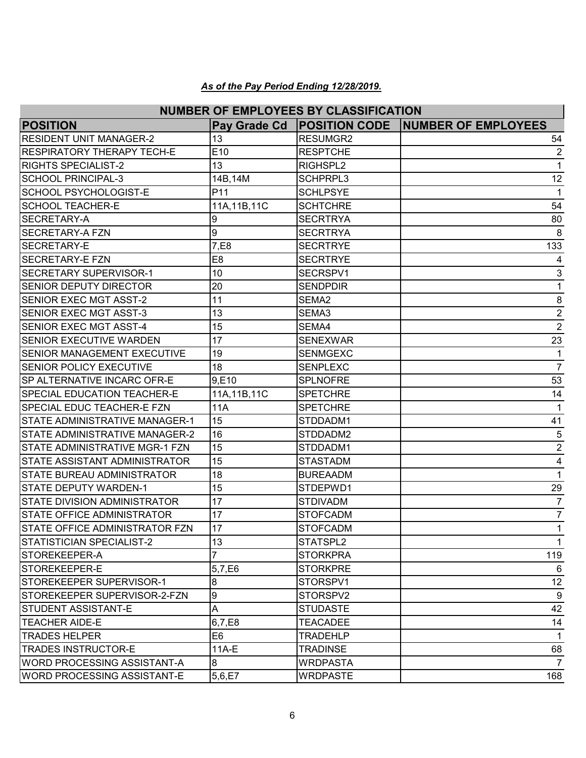***As of the Pay Period Ending 12/28/2019.***

| NUMBER OF EMPLOYEES BY CLASSIFICATION | | | |
|---|---|---|---|
| **POSITION** | **Pay Grade Cd** | **POSITION CODE** | **NUMBER OF EMPLOYEES** |
| RESIDENT UNIT MANAGER-2 | 13 | RESUMGR2 | 54 |
| RESPIRATORY THERAPY TECH-E | E10 | RESPTCHE | 2 |
| RIGHTS SPECIALIST-2 | 13 | RIGHSPL2 | 1 |
| SCHOOL PRINCIPAL-3 | 14B,14M | SCHPRPL3 | 12 |
| SCHOOL PSYCHOLOGIST-E | P11 | SCHLPSYE | 1 |
| SCHOOL TEACHER-E | 11A,11B,11C | SCHTCHRE | 54 |
| SECRETARY-A | 9 | SECRTRYA | 80 |
| SECRETARY-A FZN | 9 | SECRTRYA | 8 |
| SECRETARY-E | 7,E8 | SECRTRYE | 133 |
| SECRETARY-E FZN | E8 | SECRTRYE | 4 |
| SECRETARY SUPERVISOR-1 | 10 | SECRSPV1 | 3 |
| SENIOR DEPUTY DIRECTOR | 20 | SENDPDIR | 1 |
| SENIOR EXEC MGT ASST-2 | 11 | SEMA2 | 8 |
| SENIOR EXEC MGT ASST-3 | 13 | SEMA3 | 2 |
| SENIOR EXEC MGT ASST-4 | 15 | SEMA4 | 2 |
| SENIOR EXECUTIVE WARDEN | 17 | SENEXWAR | 23 |
| SENIOR MANAGEMENT EXECUTIVE | 19 | SENMGEXC | 1 |
| SENIOR POLICY EXECUTIVE | 18 | SENPLEXC | 7 |
| SP ALTERNATIVE INCARC OFR-E | 9,E10 | SPLNOFRE | 53 |
| SPECIAL EDUCATION TEACHER-E | 11A,11B,11C | SPETCHRE | 14 |
| SPECIAL EDUC TEACHER-E FZN | 11A | SPETCHRE | 1 |
| STATE ADMINISTRATIVE MANAGER-1 | 15 | STDDADM1 | 41 |
| STATE ADMINISTRATIVE MANAGER-2 | 16 | STDDADM2 | 5 |
| STATE ADMINISTRATIVE MGR-1 FZN | 15 | STDDADM1 | 2 |
| STATE ASSISTANT ADMINISTRATOR | 15 | STASTADM | 4 |
| STATE BUREAU ADMINISTRATOR | 18 | BUREAADM | 1 |
| STATE DEPUTY WARDEN-1 | 15 | STDEPWD1 | 29 |
| STATE DIVISION ADMINISTRATOR | 17 | STDIVADM | 7 |
| STATE OFFICE ADMINISTRATOR | 17 | STOFCADM | 7 |
| STATE OFFICE ADMINISTRATOR FZN | 17 | STOFCADM | 1 |
| STATISTICIAN SPECIALIST-2 | 13 | STATSPL2 | 1 |
| STOREKEEPER-A | 7 | STORKPRA | 119 |
| STOREKEEPER-E | 5,7,E6 | STORKPRE | 6 |
| STOREKEEPER SUPERVISOR-1 | 8 | STORSPV1 | 12 |
| STOREKEEPER SUPERVISOR-2-FZN | 9 | STORSPV2 | 9 |
| STUDENT ASSISTANT-E | A | STUDASTE | 42 |
| TEACHER AIDE-E | 6,7,E8 | TEACADEE | 14 |
| TRADES HELPER | E6 | TRADEHLP | 1 |
| TRADES INSTRUCTOR-E | 11A-E | TRADINSE | 68 |
| WORD PROCESSING ASSISTANT-A | 8 | WRDPASTA | 7 |
| WORD PROCESSING ASSISTANT-E | 5,6,E7 | WRDPASTE | 168 |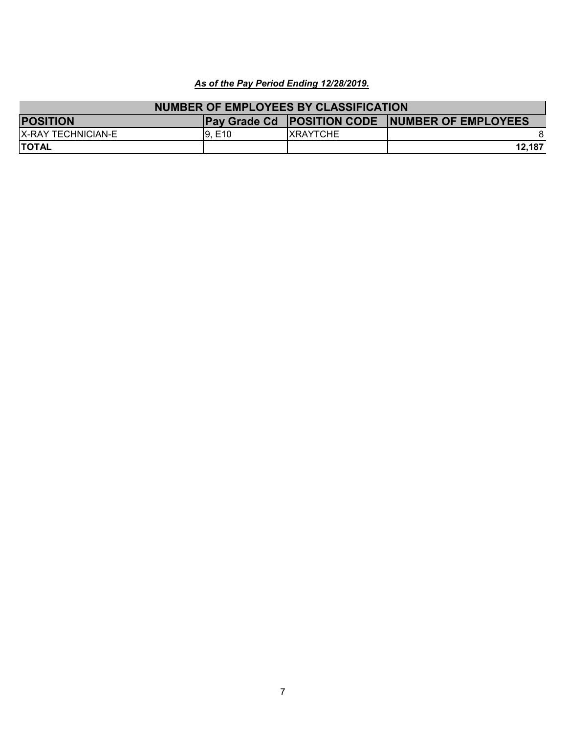***As of the Pay Period Ending 12/28/2019.***

| NUMBER OF EMPLOYEES BY CLASSIFICATION | | | |
|---|---|---|---|
| **POSITION** | **Pay Grade Cd** | **POSITION CODE** | **NUMBER OF EMPLOYEES** |
| X-RAY TECHNICIAN-E | 9, E10 | XRAYTCHE | 8 |
| **TOTAL** | | | **12,187** |